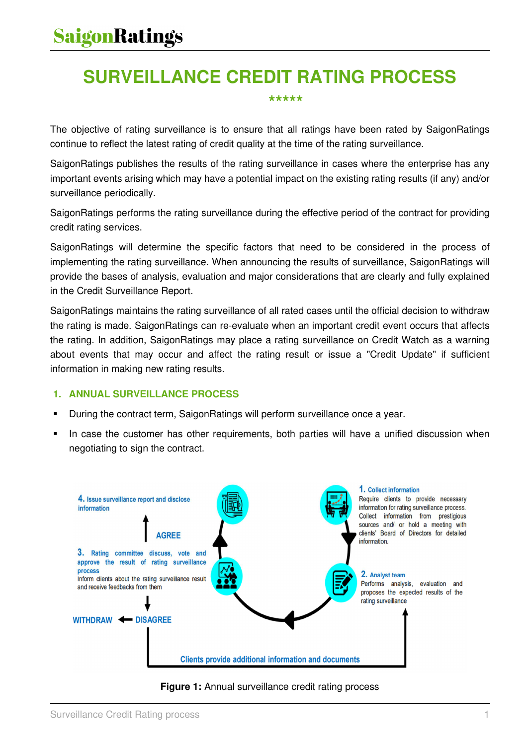# SaigonRatings

## SURVEILLANCE CREDIT RATING PROCESS

*****

The objective of rating surveillance is to ensure that all ratings have been rated by SaigonRatings continue to reflect the latest rating of credit quality at the time of the rating surveillance.

SaigonRatings publishes the results of the rating surveillance in cases where the enterprise has any important events arising which may have a potential impact on the existing rating results (if any) and/or surveillance periodically.

SaigonRatings performs the rating surveillance during the effective period of the contract for providing credit rating services.

SaigonRatings will determine the specific factors that need to be considered in the process of implementing the rating surveillance. When announcing the results of surveillance, SaigonRatings will provide the bases of analysis, evaluation and major considerations that are clearly and fully explained in the Credit Surveillance Report.

SaigonRatings maintains the rating surveillance of all rated cases until the official decision to withdraw the rating is made. SaigonRatings can re-evaluate when an important credit event occurs that affects the rating. In addition, SaigonRatings may place a rating surveillance on Credit Watch as a warning about events that may occur and affect the rating result or issue a "Credit Update" if sufficient information in making new rating results.

### 1. ANNUAL SURVEILLANCE PROCESS

- During the contract term, SaigonRatings will perform surveillance once a year.
- In case the customer has other requirements, both parties will have a unified discussion when negotiating to sign the contract.

**1. Collect information**
Require clients to provide necessary information for rating surveillance process. Collect information from prestigious sources and/ or hold a meeting with clients' Board of Directors for detailed information.

**2. Analyst team**
Performs analysis, evaluation and proposes the expected results of the rating surveillance

**3. Rating committee discuss, vote and approve the result of rating surveillance process**
Inform clients about the rating surveillance result and receive feedbacks from them

AGREE → **4. Issue surveillance report and disclose information**

DISAGREE → WITHDRAW

DISAGREE → Clients provide additional information and documents → 2. Analyst team

**Figure 1:** Annual surveillance credit rating process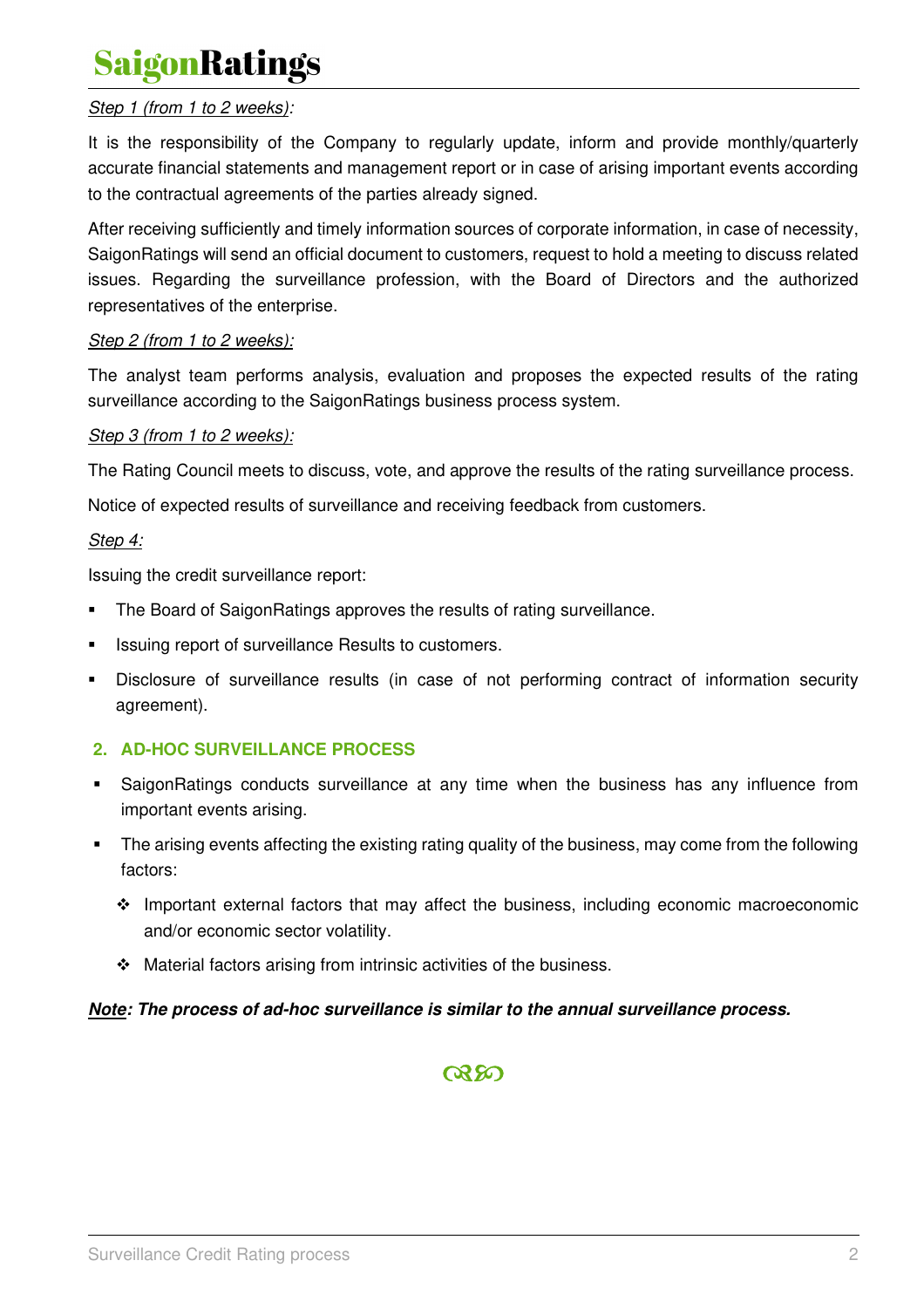*Step 1 (from 1 to 2 weeks):*

It is the responsibility of the Company to regularly update, inform and provide monthly/quarterly accurate financial statements and management report or in case of arising important events according to the contractual agreements of the parties already signed.

After receiving sufficiently and timely information sources of corporate information, in case of necessity, SaigonRatings will send an official document to customers, request to hold a meeting to discuss related issues. Regarding the surveillance profession, with the Board of Directors and the authorized representatives of the enterprise.

*Step 2 (from 1 to 2 weeks):*

The analyst team performs analysis, evaluation and proposes the expected results of the rating surveillance according to the SaigonRatings business process system.

*Step 3 (from 1 to 2 weeks):*

The Rating Council meets to discuss, vote, and approve the results of the rating surveillance process.

Notice of expected results of surveillance and receiving feedback from customers.

*Step 4:*

Issuing the credit surveillance report:

- The Board of SaigonRatings approves the results of rating surveillance.
- Issuing report of surveillance Results to customers.
- Disclosure of surveillance results (in case of not performing contract of information security agreement).

## 2. AD-HOC SURVEILLANCE PROCESS

- SaigonRatings conducts surveillance at any time when the business has any influence from important events arising.
- The arising events affecting the existing rating quality of the business, may come from the following factors:
  - Important external factors that may affect the business, including economic macroeconomic and/or economic sector volatility.
  - Material factors arising from intrinsic activities of the business.

***Note**: The process of ad-hoc surveillance is similar to the annual surveillance process.*